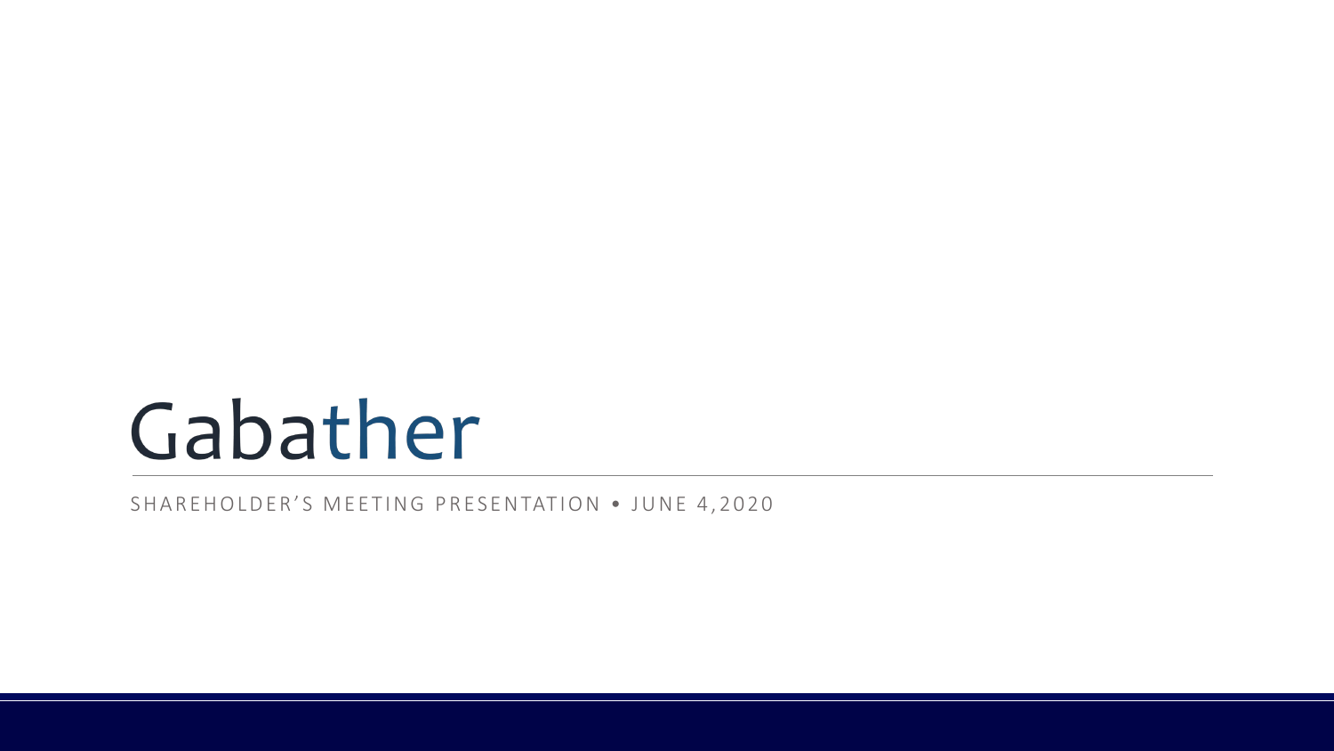# Gabather

SHAREHOLDER'S MEETING PRESENTATION • JUNE 4,2020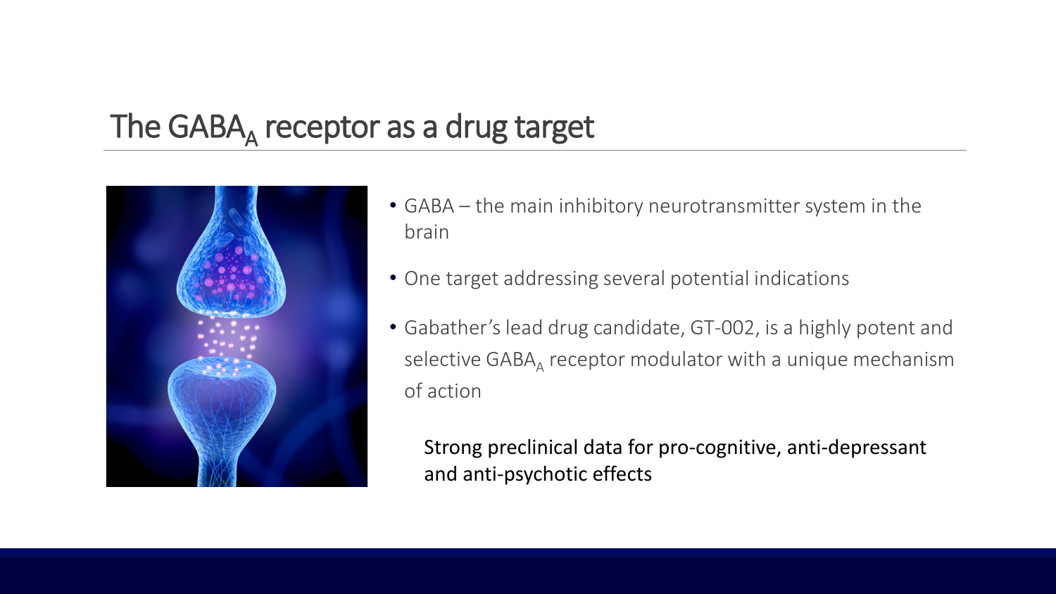## The $GABA_A$ receptor as a drug target

- GABA – the main inhibitory neurotransmitter system in the brain
- One target addressing several potential indications
- Gabather's lead drug candidate, GT-002, is a highly potent and selective $GABA_A$ receptor modulator with a unique mechanism of action

Strong preclinical data for pro-cognitive, anti-depressant and anti-psychotic effects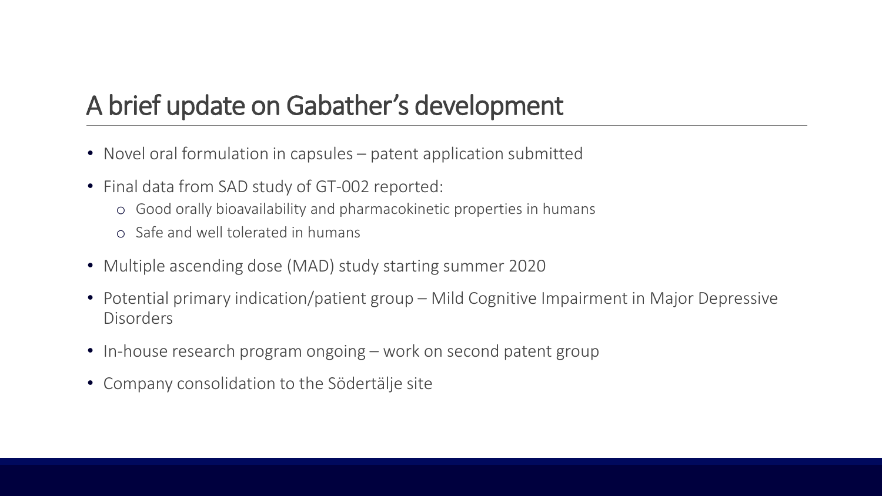# A brief update on Gabather's development

- Novel oral formulation in capsules – patent application submitted
- Final data from SAD study of GT-002 reported:
  - Good orally bioavailability and pharmacokinetic properties in humans
  - Safe and well tolerated in humans
- Multiple ascending dose (MAD) study starting summer 2020
- Potential primary indication/patient group – Mild Cognitive Impairment in Major Depressive Disorders
- In-house research program ongoing – work on second patent group
- Company consolidation to the Södertälje site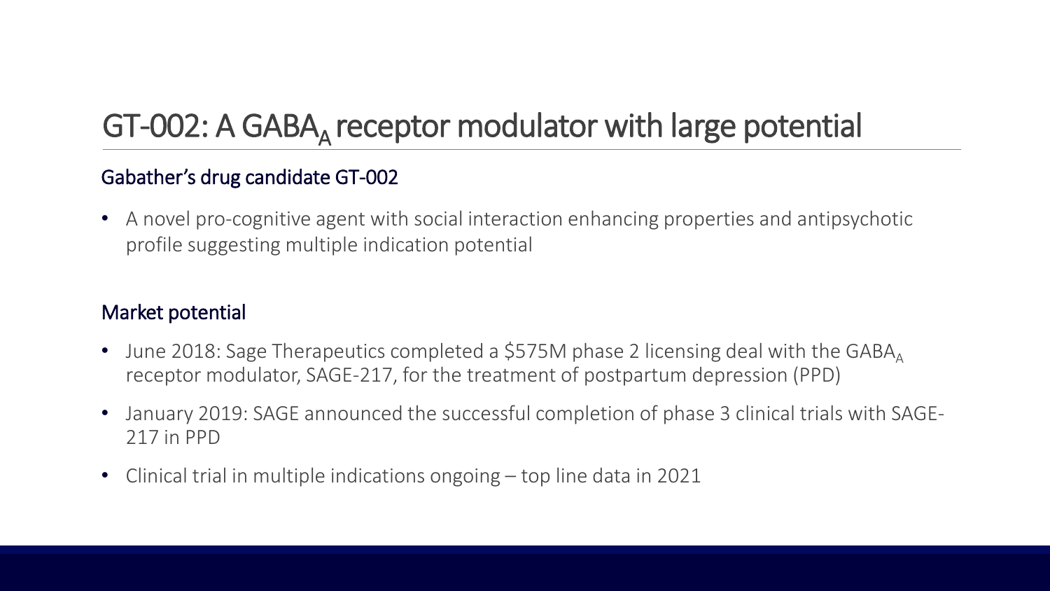# GT-002: A $GABA_A$ receptor modulator with large potential

## Gabather's drug candidate GT-002

- A novel pro-cognitive agent with social interaction enhancing properties and antipsychotic profile suggesting multiple indication potential

## Market potential

- June 2018: Sage Therapeutics completed a $575M phase 2 licensing deal with the $GABA_A$ receptor modulator, SAGE-217, for the treatment of postpartum depression (PPD)
- January 2019: SAGE announced the successful completion of phase 3 clinical trials with SAGE-217 in PPD
- Clinical trial in multiple indications ongoing – top line data in 2021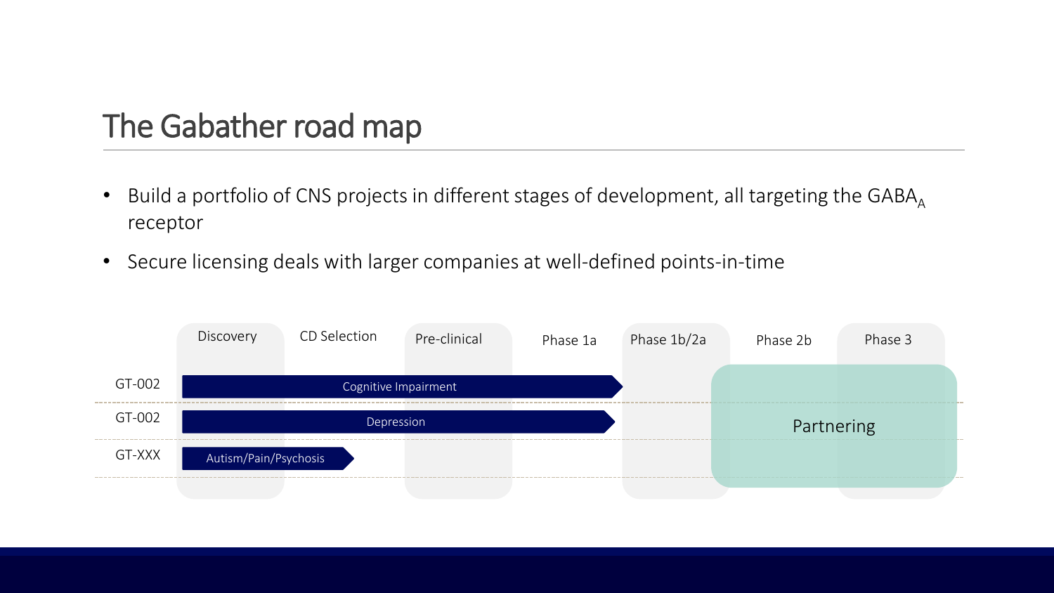# The Gabather road map

- Build a portfolio of CNS projects in different stages of development, all targeting the $GABA_A$ receptor
- Secure licensing deals with larger companies at well-defined points-in-time

Discovery
CD Selection
Pre-clinical
Phase 1a
Phase 1b/2a
Phase 2b
Phase 3

GT-002
Cognitive Impairment

GT-002
Depression

GT-XXX
Autism/Pain/Psychosis

Partnering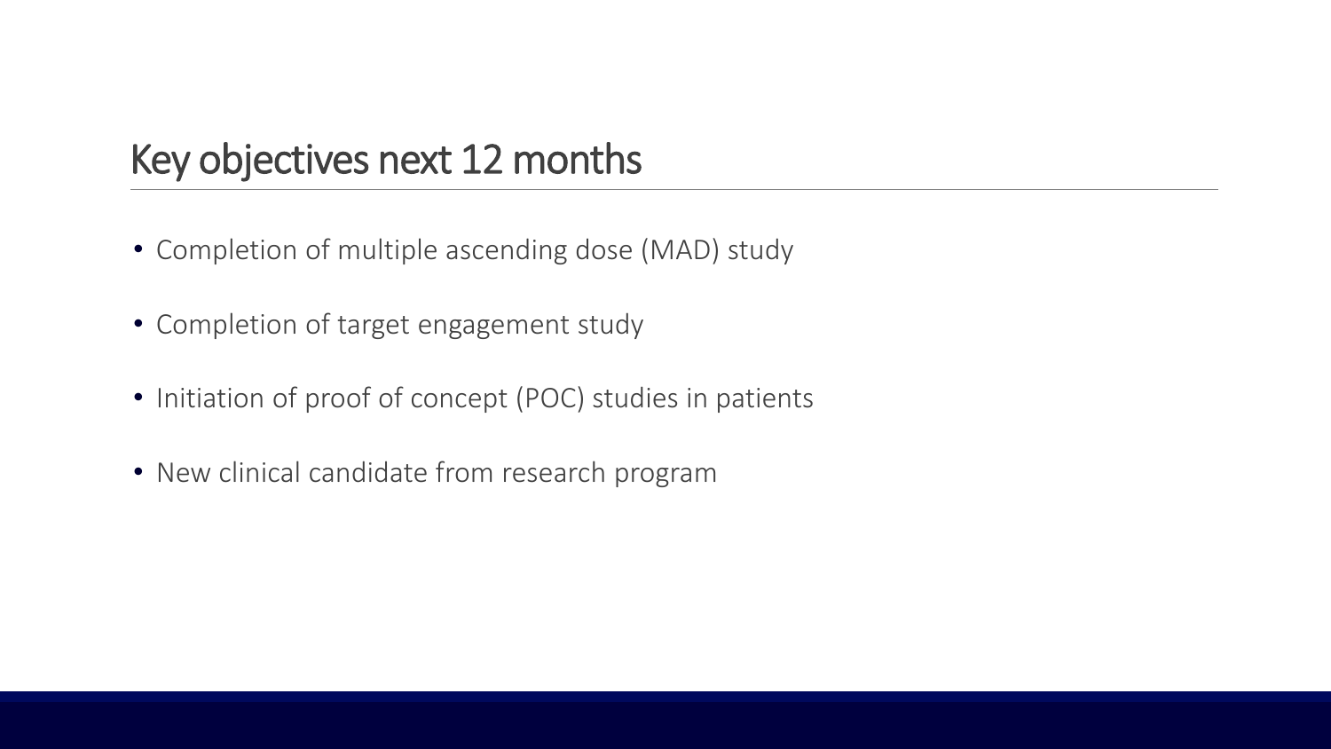## Key objectives next 12 months

- Completion of multiple ascending dose (MAD) study
- Completion of target engagement study
- Initiation of proof of concept (POC) studies in patients
- New clinical candidate from research program